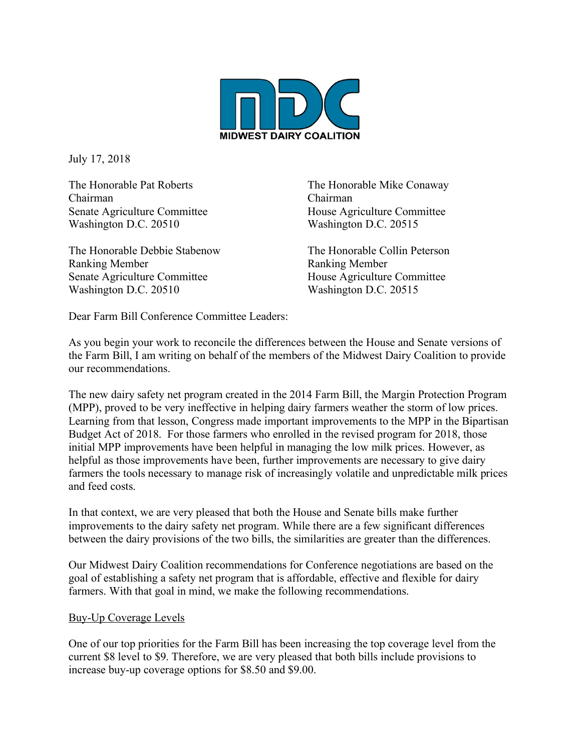**MIDWEST DAIRY COALITION**

July 17, 2018

The Honorable Pat Roberts
Chairman
Senate Agriculture Committee
Washington D.C. 20510

The Honorable Mike Conaway
Chairman
House Agriculture Committee
Washington D.C. 20515

The Honorable Debbie Stabenow
Ranking Member
Senate Agriculture Committee
Washington D.C. 20510

The Honorable Collin Peterson
Ranking Member
House Agriculture Committee
Washington D.C. 20515

Dear Farm Bill Conference Committee Leaders:

As you begin your work to reconcile the differences between the House and Senate versions of the Farm Bill, I am writing on behalf of the members of the Midwest Dairy Coalition to provide our recommendations.

The new dairy safety net program created in the 2014 Farm Bill, the Margin Protection Program (MPP), proved to be very ineffective in helping dairy farmers weather the storm of low prices. Learning from that lesson, Congress made important improvements to the MPP in the Bipartisan Budget Act of 2018. For those farmers who enrolled in the revised program for 2018, those initial MPP improvements have been helpful in managing the low milk prices. However, as helpful as those improvements have been, further improvements are necessary to give dairy farmers the tools necessary to manage risk of increasingly volatile and unpredictable milk prices and feed costs.

In that context, we are very pleased that both the House and Senate bills make further improvements to the dairy safety net program. While there are a few significant differences between the dairy provisions of the two bills, the similarities are greater than the differences.

Our Midwest Dairy Coalition recommendations for Conference negotiations are based on the goal of establishing a safety net program that is affordable, effective and flexible for dairy farmers. With that goal in mind, we make the following recommendations.

<u>Buy-Up Coverage Levels</u>

One of our top priorities for the Farm Bill has been increasing the top coverage level from the current $8 level to $9. Therefore, we are very pleased that both bills include provisions to increase buy-up coverage options for $8.50 and $9.00.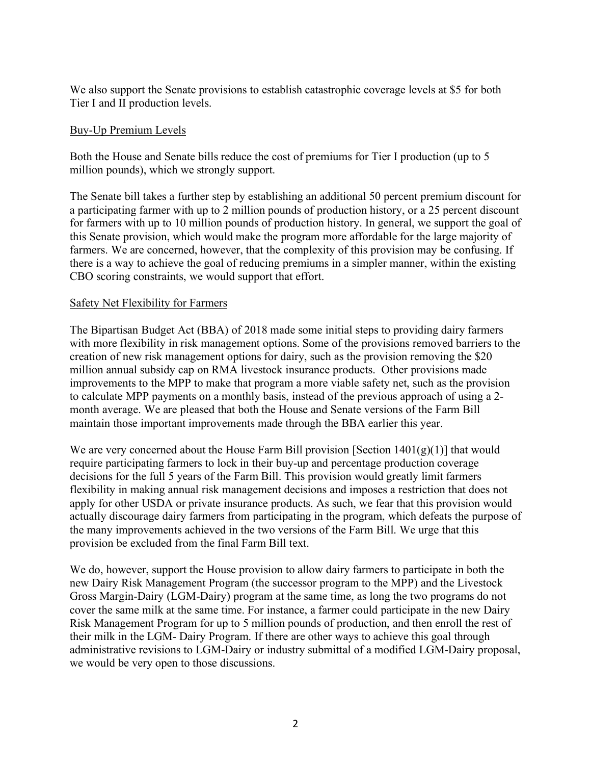We also support the Senate provisions to establish catastrophic coverage levels at $5 for both Tier I and II production levels.

<u>Buy-Up Premium Levels</u>

Both the House and Senate bills reduce the cost of premiums for Tier I production (up to 5 million pounds), which we strongly support.

The Senate bill takes a further step by establishing an additional 50 percent premium discount for a participating farmer with up to 2 million pounds of production history, or a 25 percent discount for farmers with up to 10 million pounds of production history. In general, we support the goal of this Senate provision, which would make the program more affordable for the large majority of farmers. We are concerned, however, that the complexity of this provision may be confusing. If there is a way to achieve the goal of reducing premiums in a simpler manner, within the existing CBO scoring constraints, we would support that effort.

<u>Safety Net Flexibility for Farmers</u>

The Bipartisan Budget Act (BBA) of 2018 made some initial steps to providing dairy farmers with more flexibility in risk management options. Some of the provisions removed barriers to the creation of new risk management options for dairy, such as the provision removing the $20 million annual subsidy cap on RMA livestock insurance products. Other provisions made improvements to the MPP to make that program a more viable safety net, such as the provision to calculate MPP payments on a monthly basis, instead of the previous approach of using a 2-month average. We are pleased that both the House and Senate versions of the Farm Bill maintain those important improvements made through the BBA earlier this year.

We are very concerned about the House Farm Bill provision [Section 1401(g)(1)] that would require participating farmers to lock in their buy-up and percentage production coverage decisions for the full 5 years of the Farm Bill. This provision would greatly limit farmers flexibility in making annual risk management decisions and imposes a restriction that does not apply for other USDA or private insurance products. As such, we fear that this provision would actually discourage dairy farmers from participating in the program, which defeats the purpose of the many improvements achieved in the two versions of the Farm Bill. We urge that this provision be excluded from the final Farm Bill text.

We do, however, support the House provision to allow dairy farmers to participate in both the new Dairy Risk Management Program (the successor program to the MPP) and the Livestock Gross Margin-Dairy (LGM-Dairy) program at the same time, as long the two programs do not cover the same milk at the same time. For instance, a farmer could participate in the new Dairy Risk Management Program for up to 5 million pounds of production, and then enroll the rest of their milk in the LGM- Dairy Program. If there are other ways to achieve this goal through administrative revisions to LGM-Dairy or industry submittal of a modified LGM-Dairy proposal, we would be very open to those discussions.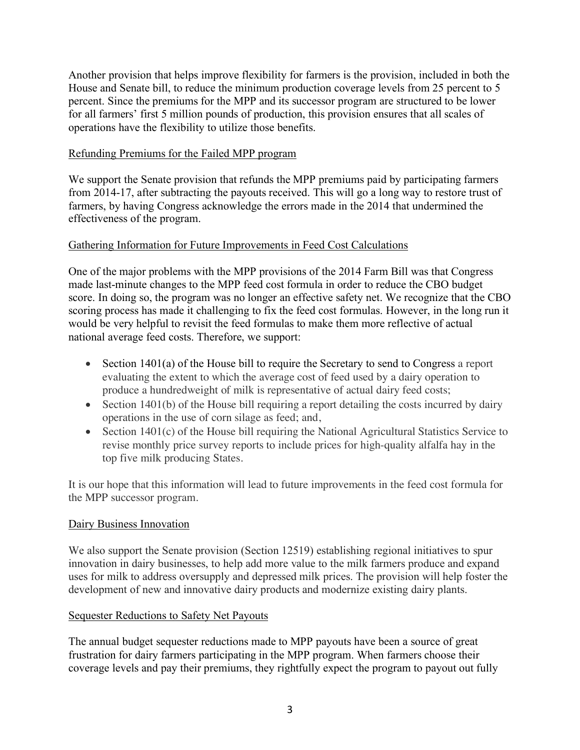Another provision that helps improve flexibility for farmers is the provision, included in both the House and Senate bill, to reduce the minimum production coverage levels from 25 percent to 5 percent. Since the premiums for the MPP and its successor program are structured to be lower for all farmers' first 5 million pounds of production, this provision ensures that all scales of operations have the flexibility to utilize those benefits.

## Refunding Premiums for the Failed MPP program

We support the Senate provision that refunds the MPP premiums paid by participating farmers from 2014-17, after subtracting the payouts received. This will go a long way to restore trust of farmers, by having Congress acknowledge the errors made in the 2014 that undermined the effectiveness of the program.

## Gathering Information for Future Improvements in Feed Cost Calculations

One of the major problems with the MPP provisions of the 2014 Farm Bill was that Congress made last-minute changes to the MPP feed cost formula in order to reduce the CBO budget score. In doing so, the program was no longer an effective safety net. We recognize that the CBO scoring process has made it challenging to fix the feed cost formulas. However, in the long run it would be very helpful to revisit the feed formulas to make them more reflective of actual national average feed costs. Therefore, we support:

- Section 1401(a) of the House bill to require the Secretary to send to Congress a report evaluating the extent to which the average cost of feed used by a dairy operation to produce a hundredweight of milk is representative of actual dairy feed costs;
- Section 1401(b) of the House bill requiring a report detailing the costs incurred by dairy operations in the use of corn silage as feed; and,
- Section 1401(c) of the House bill requiring the National Agricultural Statistics Service to revise monthly price survey reports to include prices for high-quality alfalfa hay in the top five milk producing States.

It is our hope that this information will lead to future improvements in the feed cost formula for the MPP successor program.

## Dairy Business Innovation

We also support the Senate provision (Section 12519) establishing regional initiatives to spur innovation in dairy businesses, to help add more value to the milk farmers produce and expand uses for milk to address oversupply and depressed milk prices. The provision will help foster the development of new and innovative dairy products and modernize existing dairy plants.

## Sequester Reductions to Safety Net Payouts

The annual budget sequester reductions made to MPP payouts have been a source of great frustration for dairy farmers participating in the MPP program. When farmers choose their coverage levels and pay their premiums, they rightfully expect the program to payout out fully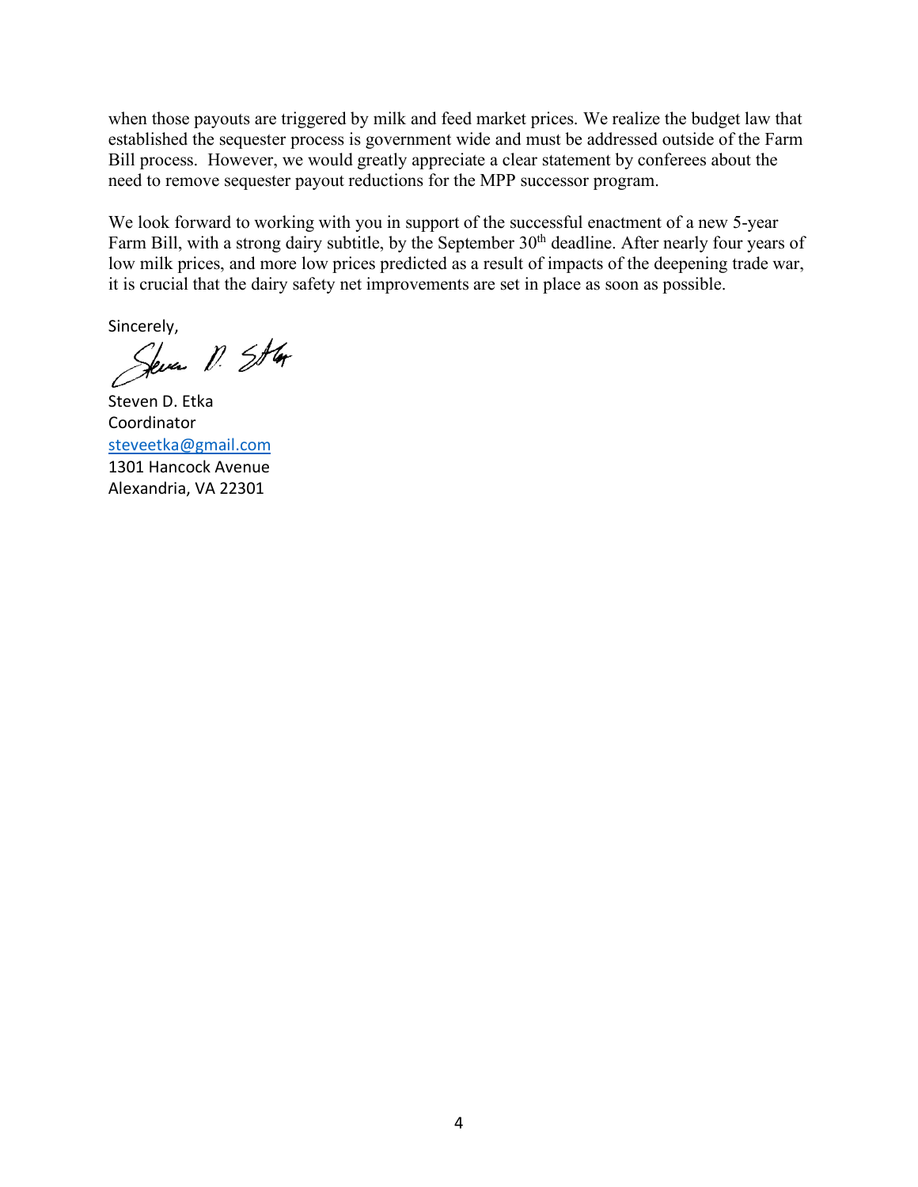when those payouts are triggered by milk and feed market prices. We realize the budget law that established the sequester process is government wide and must be addressed outside of the Farm Bill process. However, we would greatly appreciate a clear statement by conferees about the need to remove sequester payout reductions for the MPP successor program.

We look forward to working with you in support of the successful enactment of a new 5-year Farm Bill, with a strong dairy subtitle, by the September 30th deadline. After nearly four years of low milk prices, and more low prices predicted as a result of impacts of the deepening trade war, it is crucial that the dairy safety net improvements are set in place as soon as possible.

Sincerely,

Steven D. Etka
Coordinator
steveetka@gmail.com
1301 Hancock Avenue
Alexandria, VA 22301